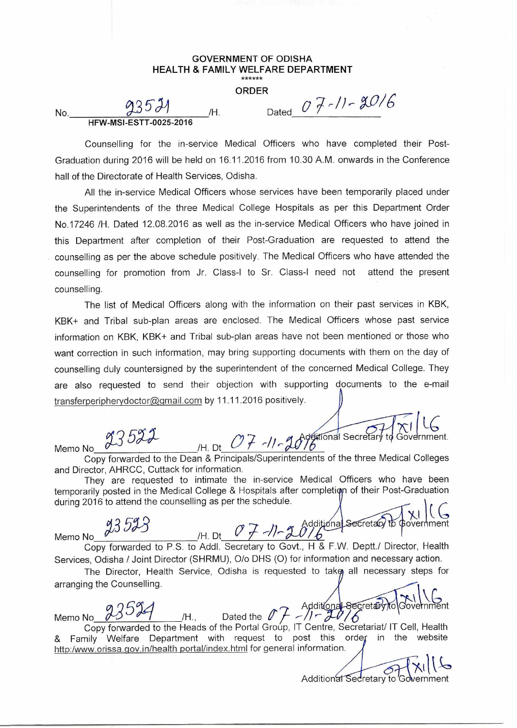**GOVERNMENT OF ODISHA**
**HEALTH & FAMILY WELFARE DEPARTMENT**
******

**ORDER**

No. 23521 /H. Dated 07-11-2016
**HFW-MSI-ESTT-0025-2016**

Counselling for the in-service Medical Officers who have completed their Post-Graduation during 2016 will be held on 16.11.2016 from 10.30 A.M. onwards in the Conference hall of the Directorate of Health Services, Odisha.

All the in-service Medical Officers whose services have been temporarily placed under the Superintendents of the three Medical College Hospitals as per this Department Order No.17246 /H. Dated 12.08.2016 as well as the in-service Medical Officers who have joined in this Department after completion of their Post-Graduation are requested to attend the counselling as per the above schedule positively. The Medical Officers who have attended the counselling for promotion from Jr. Class-I to Sr. Class-I need not attend the present counselling.

The list of Medical Officers along with the information on their past services in KBK, KBK+ and Tribal sub-plan areas are enclosed. The Medical Officers whose past service information on KBK, KBK+ and Tribal sub-plan areas have not been mentioned or those who want correction in such information, may bring supporting documents with them on the day of counselling duly countersigned by the superintendent of the concerned Medical College. They are also requested to send their objection with supporting documents to the e-mail transferperipherydoctor@gmail.com by 11.11.2016 positively.

Additional Secretary to Government.

Memo No 23522 /H. Dt 07-11-2016

Copy forwarded to the Dean & Principals/Superintendents of the three Medical Colleges and Director, AHRCC, Cuttack for information.

They are requested to intimate the in-service Medical Officers who have been temporarily posted in the Medical College & Hospitals after completion of their Post-Graduation during 2016 to attend the counselling as per the schedule.

Additional Secretary to Government

Memo No 23523 /H. Dt 07-11-2016

Copy forwarded to P.S. to Addl. Secretary to Govt., H & F.W. Deptt./ Director, Health Services, Odisha / Joint Director (SHRMU), O/o DHS (O) for information and necessary action.

The Director, Health Service, Odisha is requested to take all necessary steps for arranging the Counselling.

Additional Secretary to Government

Memo No 23524 /H., Dated the 07-11-2016

Copy forwarded to the Heads of the Portal Group, IT Centre, Secretariat/ IT Cell, Health & Family Welfare Department with request to post this order in the website http:/www.orissa.gov.in/health portal/index.html for general information.

Additional Secretary to Government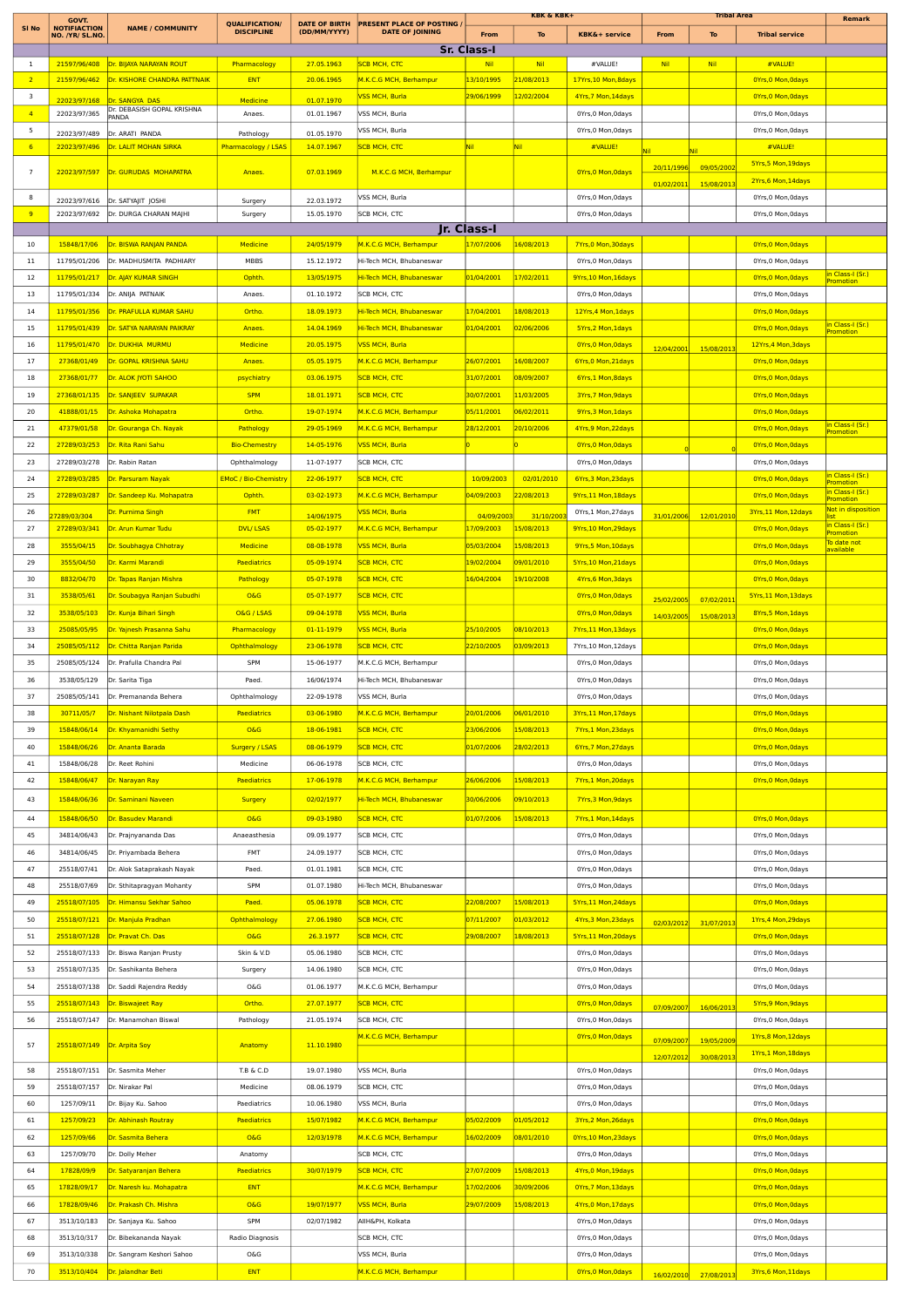| Sl No | GOVT. NOTIFIACTION NO. /YR/ SL.NO. | NAME / COMMUNITY | QUALIFICATION/ DISCIPLINE | DATE OF BIRTH (DD/MM/YYYY) | PRESENT PLACE OF POSTING / DATE OF JOINING | KBK & KBK+ | | | Tribal Area | | | Remark |
|---|---|---|---|---|---|---|---|---|---|---|---|---|
| | | | | | | From | To | KBK&+ service | From | To | Tribal service | |
| **Sr. Class-I** | | | | | | | | | | | | |
| 1 | 21597/96/408 | Dr. BIJAYA NARAYAN ROUT | Pharmacology | 27.05.1963 | SCB MCH, CTC | Nil | Nil | #VALUE! | Nil | Nil | #VALUE! | |
| 2 | 21597/96/462 | Dr. KISHORE CHANDRA PATTNAIK | ENT | 20.06.1965 | M.K.C.G MCH, Berhampur | 13/10/1995 | 21/08/2013 | 17Yrs,10 Mon,8days | | | 0Yrs,0 Mon,0days | |
| 3 | 22023/97/168 | Dr. SANGYA DAS | Medicine | 01.07.1970 | VSS MCH, Burla | 29/06/1999 | 12/02/2004 | 4Yrs,7 Mon,14days | | | 0Yrs,0 Mon,0days | |
| 4 | 22023/97/365 | Dr. DEBASISH GOPAL KRISHNA PANDA | Anaes. | 01.01.1967 | VSS MCH, Burla | | | 0Yrs,0 Mon,0days | | | 0Yrs,0 Mon,0days | |
| 5 | 22023/97/489 | Dr. ARATI PANDA | Pathology | 01.05.1970 | VSS MCH, Burla | | | 0Yrs,0 Mon,0days | | | 0Yrs,0 Mon,0days | |
| 6 | 22023/97/496 | Dr. LALIT MOHAN SIRKA | Pharmacology / LSAS | 14.07.1967 | SCB MCH, CTC | Nil | Nil | #VALUE! | Nil | Nil | #VALUE! | |
| 7 | 22023/97/597 | Dr. GURUDAS MOHAPATRA | Anaes. | 07.03.1969 | M.K.C.G MCH, Berhampur | | | 0Yrs,0 Mon,0days | 20/11/1996 | 09/05/2002 | 5Yrs,5 Mon,19days | |
| | | | | | | | | | 01/02/2011 | 15/08/2013 | 2Yrs,6 Mon,14days | |
| 8 | 22023/97/616 | Dr. SATYAJIT JOSHI | Surgery | 22.03.1972 | VSS MCH, Burla | | | 0Yrs,0 Mon,0days | | | 0Yrs,0 Mon,0days | |
| 9 | 22023/97/692 | Dr. DURGA CHARAN MAJHI | Surgery | 15.05.1970 | SCB MCH, CTC | | | 0Yrs,0 Mon,0days | | | 0Yrs,0 Mon,0days | |
| **Jr. Class-I** | | | | | | | | | | | | |
| 10 | 15848/17/06 | Dr. BISWA RANJAN PANDA | Medicine | 24/05/1979 | M.K.C.G MCH, Berhampur | 17/07/2006 | 16/08/2013 | 7Yrs,0 Mon,30days | | | 0Yrs,0 Mon,0days | |
| 11 | 11795/01/206 | Dr. MADHUSMITA PADHIARY | MBBS | 15.12.1972 | Hi-Tech MCH, Bhubaneswar | | | 0Yrs,0 Mon,0days | | | 0Yrs,0 Mon,0days | |
| 12 | 11795/01/217 | Dr. AJAY KUMAR SINGH | Ophth. | 13/05/1975 | Hi-Tech MCH, Bhubaneswar | 01/04/2001 | 17/02/2011 | 9Yrs,10 Mon,16days | | | 0Yrs,0 Mon,0days | in Class-I (Sr.) Promotion |
| 13 | 11795/01/334 | Dr. ANIJA PATNAIK | Anaes. | 01.10.1972 | SCB MCH, CTC | | | 0Yrs,0 Mon,0days | | | 0Yrs,0 Mon,0days | |
| 14 | 11795/01/356 | Dr. PRAFULLA KUMAR SAHU | Ortho. | 18.09.1973 | Hi-Tech MCH, Bhubaneswar | 17/04/2001 | 18/08/2013 | 12Yrs,4 Mon,1days | | | 0Yrs,0 Mon,0days | |
| 15 | 11795/01/439 | Dr. SATYA NARAYAN PAIKRAY | Anaes. | 14.04.1969 | Hi-Tech MCH, Bhubaneswar | 01/04/2001 | 02/06/2006 | 5Yrs,2 Mon,1days | | | 0Yrs,0 Mon,0days | in Class-I (Sr.) Promotion |
| 16 | 11795/01/470 | Dr. DUKHIA MURMU | Medicine | 20.05.1975 | VSS MCH, Burla | | | 0Yrs,0 Mon,0days | 12/04/2001 | 15/08/2013 | 12Yrs,4 Mon,3days | |
| 17 | 27368/01/49 | Dr. GOPAL KRISHNA SAHU | Anaes. | 05.05.1975 | M.K.C.G MCH, Berhampur | 26/07/2001 | 16/08/2007 | 6Yrs,0 Mon,21days | | | 0Yrs,0 Mon,0days | |
| 18 | 27368/01/77 | Dr. ALOK JYOTI SAHOO | psychiatry | 03.06.1975 | SCB MCH, CTC | 31/07/2001 | 08/09/2007 | 6Yrs,1 Mon,8days | | | 0Yrs,0 Mon,0days | |
| 19 | 27368/01/135 | Dr. SANJEEV SUPAKAR | SPM | 18.01.1971 | SCB MCH, CTC | 30/07/2001 | 11/03/2005 | 3Yrs,7 Mon,9days | | | 0Yrs,0 Mon,0days | |
| 20 | 41888/01/15 | Dr. Ashoka Mohapatra | Ortho. | 19-07-1974 | M.K.C.G MCH, Berhampur | 05/11/2001 | 06/02/2011 | 9Yrs,3 Mon,1days | | | 0Yrs,0 Mon,0days | |
| 21 | 47379/01/58 | Dr. Gouranga Ch. Nayak | Pathology | 29-05-1969 | M.K.C.G MCH, Berhampur | 28/12/2001 | 20/10/2006 | 4Yrs,9 Mon,22days | | | 0Yrs,0 Mon,0days | in Class-I (Sr.) Promotion |
| 22 | 27289/03/253 | Dr. Rita Rani Sahu | Bio-Chemestry | 14-05-1976 | VSS MCH, Burla | 0 | 0 | 0Yrs,0 Mon,0days | 0 | 0 | 0Yrs,0 Mon,0days | |
| 23 | 27289/03/278 | Dr. Rabin Ratan | Ophthalmology | 11-07-1977 | SCB MCH, CTC | | | 0Yrs,0 Mon,0days | | | 0Yrs,0 Mon,0days | |
| 24 | 27289/03/285 | Dr. Parsuram Nayak | EMoC / Bio-Chemistry | 22-06-1977 | SCB MCH, CTC | 10/09/2003 | 02/01/2010 | 6Yrs,3 Mon,23days | | | 0Yrs,0 Mon,0days | in Class-I (Sr.) Promotion |
| 25 | 27289/03/287 | Dr. Sandeep Ku. Mohapatra | Ophth. | 03-02-1973 | M.K.C.G MCH, Berhampur | 04/09/2003 | 22/08/2013 | 9Yrs,11 Mon,18days | | | 0Yrs,0 Mon,0days | in Class-I (Sr.) Promotion |
| 26 | 27289/03/304 | Dr. Purnima Singh | FMT | 14/06/1975 | VSS MCH, Burla | 04/09/2003 | 31/10/2003 | 0Yrs,1 Mon,27days | 31/01/2006 | 12/01/2010 | 3Yrs,11 Mon,12days | Not in disposition list |
| 27 | 27289/03/341 | Dr. Arun Kumar Tudu | DVL/ LSAS | 05-02-1977 | M.K.C.G MCH, Berhampur | 17/09/2003 | 15/08/2013 | 9Yrs,10 Mon,29days | | | 0Yrs,0 Mon,0days | in Class-I (Sr.) Promotion |
| 28 | 3555/04/15 | Dr. Soubhagya Chhotray | Medicine | 08-08-1978 | VSS MCH, Burla | 05/03/2004 | 15/08/2013 | 9Yrs,5 Mon,10days | | | 0Yrs,0 Mon,0days | To date not available |
| 29 | 3555/04/50 | Dr. Karmi Marandi | Paediatrics | 05-09-1974 | SCB MCH, CTC | 19/02/2004 | 09/01/2010 | 5Yrs,10 Mon,21days | | | 0Yrs,0 Mon,0days | |
| 30 | 8832/04/70 | Dr. Tapas Ranjan Mishra | Pathology | 05-07-1978 | SCB MCH, CTC | 16/04/2004 | 19/10/2008 | 4Yrs,6 Mon,3days | | | 0Yrs,0 Mon,0days | |
| 31 | 3538/05/61 | Dr. Soubagya Ranjan Subudhi | O&G | 05-07-1977 | SCB MCH, CTC | | | 0Yrs,0 Mon,0days | 25/02/2005 | 07/02/2011 | 5Yrs,11 Mon,13days | |
| 32 | 3538/05/103 | Dr. Kunja Bihari Singh | O&G / LSAS | 09-04-1978 | VSS MCH, Burla | | | 0Yrs,0 Mon,0days | 14/03/2005 | 15/08/2013 | 8Yrs,5 Mon,1days | |
| 33 | 25085/05/95 | Dr. Yajnesh Prasanna Sahu | Pharmacology | 01-11-1979 | VSS MCH, Burla | 25/10/2005 | 08/10/2013 | 7Yrs,11 Mon,13days | | | 0Yrs,0 Mon,0days | |
| 34 | 25085/05/112 | Dr. Chitta Ranjan Parida | Ophthalmology | 23-06-1978 | SCB MCH, CTC | 22/10/2005 | 03/09/2013 | 7Yrs,10 Mon,12days | | | 0Yrs,0 Mon,0days | |
| 35 | 25085/05/124 | Dr. Prafulla Chandra Pal | SPM | 15-06-1977 | M.K.C.G MCH, Berhampur | | | 0Yrs,0 Mon,0days | | | 0Yrs,0 Mon,0days | |
| 36 | 3538/05/129 | Dr. Sarita Tiga | Paed. | 16/06/1974 | Hi-Tech MCH, Bhubaneswar | | | 0Yrs,0 Mon,0days | | | 0Yrs,0 Mon,0days | |
| 37 | 25085/05/141 | Dr. Premananda Behera | Ophthalmology | 22-09-1978 | VSS MCH, Burla | | | 0Yrs,0 Mon,0days | | | 0Yrs,0 Mon,0days | |
| 38 | 30711/05/7 | Dr. Nishant Nilotpala Dash | Paediatrics | 03-06-1980 | M.K.C.G MCH, Berhampur | 20/01/2006 | 06/01/2010 | 3Yrs,11 Mon,17days | | | 0Yrs,0 Mon,0days | |
| 39 | 15848/06/14 | Dr. Khyamanidhi Sethy | O&G | 18-06-1981 | SCB MCH, CTC | 23/06/2006 | 15/08/2013 | 7Yrs,1 Mon,23days | | | 0Yrs,0 Mon,0days | |
| 40 | 15848/06/26 | Dr. Ananta Barada | Surgery / LSAS | 08-06-1979 | SCB MCH, CTC | 01/07/2006 | 28/02/2013 | 6Yrs,7 Mon,27days | | | 0Yrs,0 Mon,0days | |
| 41 | 15848/06/28 | Dr. Reet Rohini | Medicine | 06-06-1978 | SCB MCH, CTC | | | 0Yrs,0 Mon,0days | | | 0Yrs,0 Mon,0days | |
| 42 | 15848/06/47 | Dr. Narayan Ray | Paediatrics | 17-06-1978 | M.K.C.G MCH, Berhampur | 26/06/2006 | 15/08/2013 | 7Yrs,1 Mon,20days | | | 0Yrs,0 Mon,0days | |
| 43 | 15848/06/36 | Dr. Saminani Naveen | Surgery | 02/02/1977 | Hi-Tech MCH, Bhubaneswar | 30/06/2006 | 09/10/2013 | 7Yrs,3 Mon,9days | | | | |
| 44 | 15848/06/50 | Dr. Basudev Marandi | O&G | 09-03-1980 | SCB MCH, CTC | 01/07/2006 | 15/08/2013 | 7Yrs,1 Mon,14days | | | 0Yrs,0 Mon,0days | |
| 45 | 34814/06/43 | Dr. Prajnyananda Das | Anaeasthesia | 09.09.1977 | SCB MCH, CTC | | | 0Yrs,0 Mon,0days | | | 0Yrs,0 Mon,0days | |
| 46 | 34814/06/45 | Dr. Priyambada Behera | FMT | 24.09.1977 | SCB MCH, CTC | | | 0Yrs,0 Mon,0days | | | 0Yrs,0 Mon,0days | |
| 47 | 25518/07/41 | Dr. Alok Sataprakash Nayak | Paed. | 01.01.1981 | SCB MCH, CTC | | | 0Yrs,0 Mon,0days | | | 0Yrs,0 Mon,0days | |
| 48 | 25518/07/69 | Dr. Sthitapragyan Mohanty | SPM | 01.07.1980 | Hi-Tech MCH, Bhubaneswar | | | 0Yrs,0 Mon,0days | | | 0Yrs,0 Mon,0days | |
| 49 | 25518/07/105 | Dr. Himansu Sekhar Sahoo | Paed. | 05.06.1978 | SCB MCH, CTC | 22/08/2007 | 15/08/2013 | 5Yrs,11 Mon,24days | | | 0Yrs,0 Mon,0days | |
| 50 | 25518/07/121 | Dr. Manjula Pradhan | Ophthalmology | 27.06.1980 | SCB MCH, CTC | 07/11/2007 | 01/03/2012 | 4Yrs,3 Mon,23days | 02/03/2012 | 31/07/2013 | 1Yrs,4 Mon,29days | |
| 51 | 25518/07/128 | Dr. Pravat Ch. Das | O&G | 26.3.1977 | SCB MCH, CTC | 29/08/2007 | 18/08/2013 | 5Yrs,11 Mon,20days | | | 0Yrs,0 Mon,0days | |
| 52 | 25518/07/133 | Dr. Biswa Ranjan Prusty | Skin & V.D | 05.06.1980 | SCB MCH, CTC | | | 0Yrs,0 Mon,0days | | | 0Yrs,0 Mon,0days | |
| 53 | 25518/07/135 | Dr. Sashikanta Behera | Surgery | 14.06.1980 | SCB MCH, CTC | | | 0Yrs,0 Mon,0days | | | 0Yrs,0 Mon,0days | |
| 54 | 25518/07/138 | Dr. Saddi Rajendra Reddy | O&G | 01.06.1977 | M.K.C.G MCH, Berhampur | | | 0Yrs,0 Mon,0days | | | 0Yrs,0 Mon,0days | |
| 55 | 25518/07/143 | Dr. Biswajeet Ray | Ortho. | 27.07.1977 | SCB MCH, CTC | | | 0Yrs,0 Mon,0days | 07/09/2007 | 16/06/2013 | 5Yrs,9 Mon,9days | |
| 56 | 25518/07/147 | Dr. Manamohan Biswal | Pathology | 21.05.1974 | SCB MCH, CTC | | | 0Yrs,0 Mon,0days | | | 0Yrs,0 Mon,0days | |
| 57 | 25518/07/149 | Dr. Arpita Soy | Anatomy | 11.10.1980 | M.K.C.G MCH, Berhampur | | | 0Yrs,0 Mon,0days | 07/09/2007 | 19/05/2009 | 1Yrs,8 Mon,12days | |
| | | | | | | | | | 12/07/2012 | 30/08/2013 | 1Yrs,1 Mon,18days | |
| 58 | 25518/07/151 | Dr. Sasmita Meher | T.B & C.D | 19.07.1980 | VSS MCH, Burla | | | 0Yrs,0 Mon,0days | | | 0Yrs,0 Mon,0days | |
| 59 | 25518/07/157 | Dr. Nirakar Pal | Medicine | 08.06.1979 | SCB MCH, CTC | | | 0Yrs,0 Mon,0days | | | 0Yrs,0 Mon,0days | |
| 60 | 1257/09/11 | Dr. Bijay Ku. Sahoo | Paediatrics | 10.06.1980 | VSS MCH, Burla | | | 0Yrs,0 Mon,0days | | | 0Yrs,0 Mon,0days | |
| 61 | 1257/09/23 | Dr. Abhinash Routray | Paediatrics | 15/07/1982 | M.K.C.G MCH, Berhampur | 05/02/2009 | 01/05/2012 | 3Yrs,2 Mon,26days | | | 0Yrs,0 Mon,0days | |
| 62 | 1257/09/66 | Dr. Sasmita Behera | O&G | 12/03/1978 | M.K.C.G MCH, Berhampur | 16/02/2009 | 08/01/2010 | 0Yrs,10 Mon,23days | | | 0Yrs,0 Mon,0days | |
| 63 | 1257/09/70 | Dr. Dolly Meher | Anatomy | | SCB MCH, CTC | | | 0Yrs,0 Mon,0days | | | 0Yrs,0 Mon,0days | |
| 64 | 17828/09/9 | Dr. Satyaranjan Behera | Paediatrics | 30/07/1979 | SCB MCH, CTC | 27/07/2009 | 15/08/2013 | 4Yrs,0 Mon,19days | | | 0Yrs,0 Mon,0days | |
| 65 | 17828/09/17 | Dr. Naresh ku. Mohapatra | ENT | | M.K.C.G MCH, Berhampur | 17/02/2006 | 30/09/2006 | 0Yrs,7 Mon,13days | | | 0Yrs,0 Mon,0days | |
| 66 | 17828/09/46 | Dr. Prakash Ch. Mishra | O&G | 19/07/1977 | VSS MCH, Burla | 29/07/2009 | 15/08/2013 | 4Yrs,0 Mon,17days | | | 0Yrs,0 Mon,0days | |
| 67 | 3513/10/183 | Dr. Sanjaya Ku. Sahoo | SPM | 02/07/1982 | AIIH&PH, Kolkata | | | 0Yrs,0 Mon,0days | | | 0Yrs,0 Mon,0days | |
| 68 | 3513/10/317 | Dr. Bibekananda Nayak | Radio Diagnosis | | SCB MCH, CTC | | | 0Yrs,0 Mon,0days | | | 0Yrs,0 Mon,0days | |
| 69 | 3513/10/338 | Dr. Sangram Keshori Sahoo | O&G | | VSS MCH, Burla | | | 0Yrs,0 Mon,0days | | | 0Yrs,0 Mon,0days | |
| 70 | 3513/10/404 | Dr. Jalandhar Beti | ENT | | M.K.C.G MCH, Berhampur | | | 0Yrs,0 Mon,0days | 16/02/2010 | 27/08/2013 | 3Yrs,6 Mon,11days | |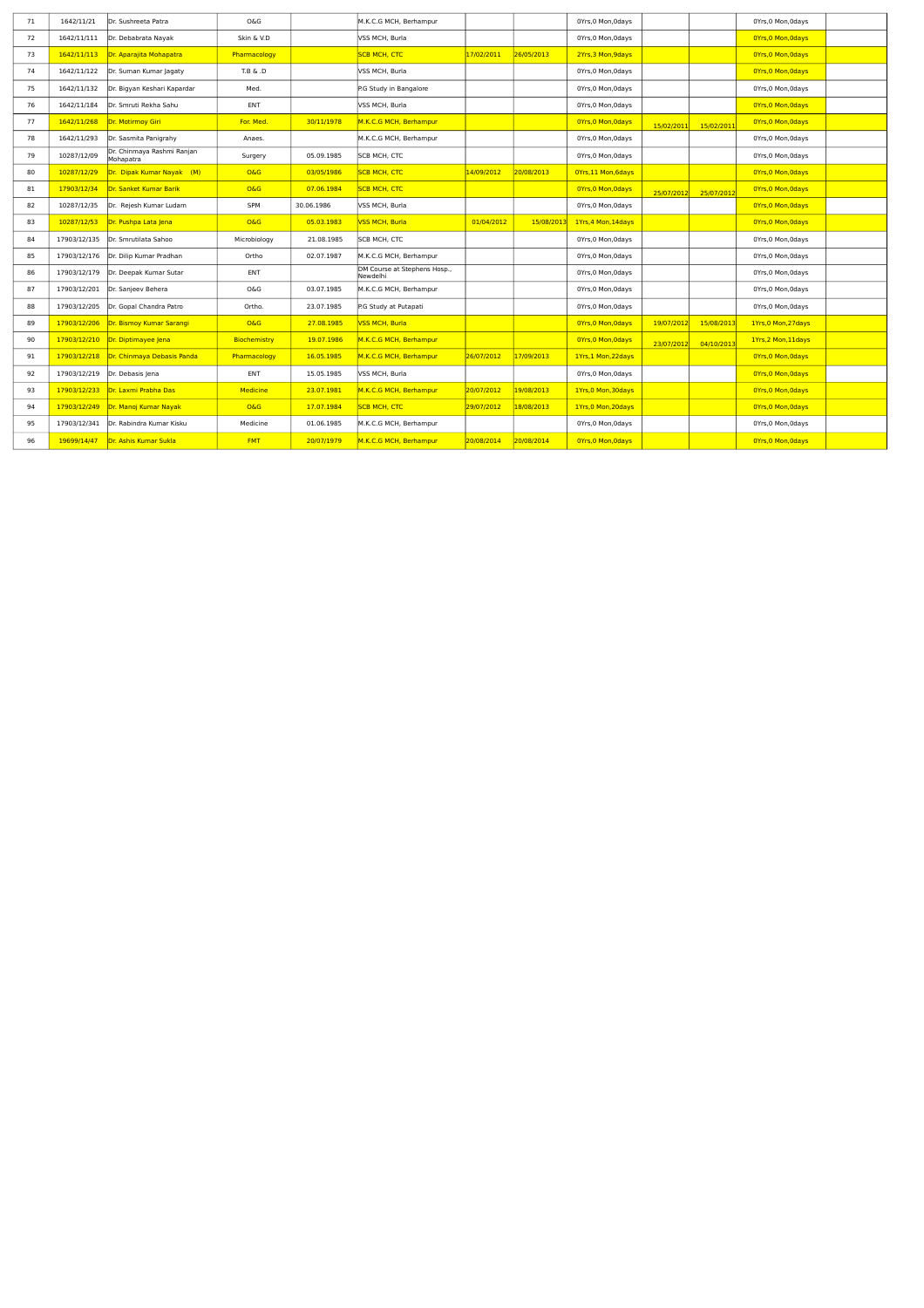| | | | | | | | | | | | | |
|---|---|---|---|---|---|---|---|---|---|---|---|---|
| 71 | 1642/11/21 | Dr. Sushreeta Patra | O&G | | M.K.C.G MCH, Berhampur | | | 0Yrs,0 Mon,0days | | | 0Yrs,0 Mon,0days | |
| 72 | 1642/11/111 | Dr. Debabrata Nayak | Skin & V.D | | VSS MCH, Burla | | | 0Yrs,0 Mon,0days | | | 0Yrs,0 Mon,0days | |
| 73 | 1642/11/113 | Dr. Aparajita Mohapatra | Pharmacology | | SCB MCH, CTC | 17/02/2011 | 26/05/2013 | 2Yrs,3 Mon,9days | | | 0Yrs,0 Mon,0days | |
| 74 | 1642/11/122 | Dr. Suman Kumar Jagaty | T.B & .D | | VSS MCH, Burla | | | 0Yrs,0 Mon,0days | | | 0Yrs,0 Mon,0days | |
| 75 | 1642/11/132 | Dr. Bigyan Keshari Kapardar | Med. | | P.G Study in Bangalore | | | 0Yrs,0 Mon,0days | | | 0Yrs,0 Mon,0days | |
| 76 | 1642/11/184 | Dr. Smruti Rekha Sahu | ENT | | VSS MCH, Burla | | | 0Yrs,0 Mon,0days | | | 0Yrs,0 Mon,0days | |
| 77 | 1642/11/268 | Dr. Motirmoy Giri | For. Med. | 30/11/1978 | M.K.C.G MCH, Berhampur | | | 0Yrs,0 Mon,0days | 15/02/2011 | 15/02/2011 | 0Yrs,0 Mon,0days | |
| 78 | 1642/11/293 | Dr. Sasmita Panigrahy | Anaes. | | M.K.C.G MCH, Berhampur | | | 0Yrs,0 Mon,0days | | | 0Yrs,0 Mon,0days | |
| 79 | 10287/12/09 | Dr. Chinmaya Rashmi Ranjan Mohapatra | Surgery | 05.09.1985 | SCB MCH, CTC | | | 0Yrs,0 Mon,0days | | | 0Yrs,0 Mon,0days | |
| 80 | 10287/12/29 | Dr. Dipak Kumar Nayak (M) | O&G | 03/05/1986 | SCB MCH, CTC | 14/09/2012 | 20/08/2013 | 0Yrs,11 Mon,6days | | | 0Yrs,0 Mon,0days | |
| 81 | 17903/12/34 | Dr. Sanket Kumar Barik | O&G | 07.06.1984 | SCB MCH, CTC | | | 0Yrs,0 Mon,0days | 25/07/2012 | 25/07/2012 | 0Yrs,0 Mon,0days | |
| 82 | 10287/12/35 | Dr. Rejesh Kumar Ludam | SPM | 30.06.1986 | VSS MCH, Burla | | | 0Yrs,0 Mon,0days | | | 0Yrs,0 Mon,0days | |
| 83 | 10287/12/53 | Dr. Pushpa Lata Jena | O&G | 05.03.1983 | VSS MCH, Burla | 01/04/2012 | 15/08/2013 | 1Yrs,4 Mon,14days | | | 0Yrs,0 Mon,0days | |
| 84 | 17903/12/135 | Dr. Smrutilata Sahoo | Microbiology | 21.08.1985 | SCB MCH, CTC | | | 0Yrs,0 Mon,0days | | | 0Yrs,0 Mon,0days | |
| 85 | 17903/12/176 | Dr. Dilip Kumar Pradhan | Ortho | 02.07.1987 | M.K.C.G MCH, Berhampur | | | 0Yrs,0 Mon,0days | | | 0Yrs,0 Mon,0days | |
| 86 | 17903/12/179 | Dr. Deepak Kumar Sutar | ENT | | DM Course at Stephens Hosp., Newdelhi | | | 0Yrs,0 Mon,0days | | | 0Yrs,0 Mon,0days | |
| 87 | 17903/12/201 | Dr. Sanjeev Behera | O&G | 03.07.1985 | M.K.C.G MCH, Berhampur | | | 0Yrs,0 Mon,0days | | | 0Yrs,0 Mon,0days | |
| 88 | 17903/12/205 | Dr. Gopal Chandra Patro | Ortho. | 23.07.1985 | P.G Study at Putapati | | | 0Yrs,0 Mon,0days | | | 0Yrs,0 Mon,0days | |
| 89 | 17903/12/206 | Dr. Bismoy Kumar Sarangi | O&G | 27.08.1985 | VSS MCH, Burla | | | 0Yrs,0 Mon,0days | 19/07/2012 | 15/08/2013 | 1Yrs,0 Mon,27days | |
| 90 | 17903/12/210 | Dr. Diptimayee Jena | Biochemistry | 19.07.1986 | M.K.C.G MCH, Berhampur | | | 0Yrs,0 Mon,0days | 23/07/2012 | 04/10/2013 | 1Yrs,2 Mon,11days | |
| 91 | 17903/12/218 | Dr. Chinmaya Debasis Panda | Pharmacology | 16.05.1985 | M.K.C.G MCH, Berhampur | 26/07/2012 | 17/09/2013 | 1Yrs,1 Mon,22days | | | 0Yrs,0 Mon,0days | |
| 92 | 17903/12/219 | Dr. Debasis Jena | ENT | 15.05.1985 | VSS MCH, Burla | | | 0Yrs,0 Mon,0days | | | 0Yrs,0 Mon,0days | |
| 93 | 17903/12/233 | Dr. Laxmi Prabha Das | Medicine | 23.07.1981 | M.K.C.G MCH, Berhampur | 20/07/2012 | 19/08/2013 | 1Yrs,0 Mon,30days | | | 0Yrs,0 Mon,0days | |
| 94 | 17903/12/249 | Dr. Manoj Kumar Nayak | O&G | 17.07.1984 | SCB MCH, CTC | 29/07/2012 | 18/08/2013 | 1Yrs,0 Mon,20days | | | 0Yrs,0 Mon,0days | |
| 95 | 17903/12/341 | Dr. Rabindra Kumar Kisku | Medicine | 01.06.1985 | M.K.C.G MCH, Berhampur | | | 0Yrs,0 Mon,0days | | | 0Yrs,0 Mon,0days | |
| 96 | 19699/14/47 | Dr. Ashis Kumar Sukla | FMT | 20/07/1979 | M.K.C.G MCH, Berhampur | 20/08/2014 | 20/08/2014 | 0Yrs,0 Mon,0days | | | 0Yrs,0 Mon,0days | |